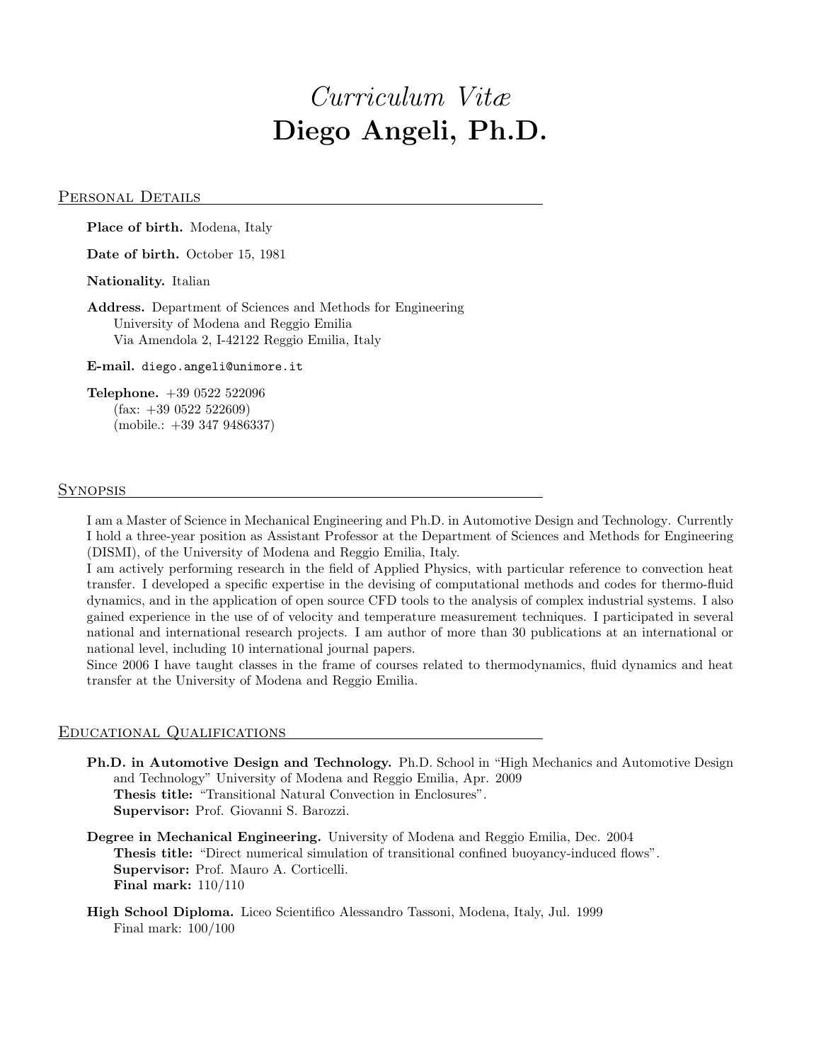# *Curriculum Vitæ*
# **Diego Angeli, Ph.D.**

## Personal Details

**Place of birth.** Modena, Italy

**Date of birth.** October 15, 1981

**Nationality.** Italian

**Address.** Department of Sciences and Methods for Engineering
University of Modena and Reggio Emilia
Via Amendola 2, I-42122 Reggio Emilia, Italy

**E-mail.** `diego.angeli@unimore.it`

**Telephone.** +39 0522 522096
(fax: +39 0522 522609)
(mobile.: +39 347 9486337)

## Synopsis

I am a Master of Science in Mechanical Engineering and Ph.D. in Automotive Design and Technology. Currently I hold a three-year position as Assistant Professor at the Department of Sciences and Methods for Engineering (DISMI), of the University of Modena and Reggio Emilia, Italy.
I am actively performing research in the field of Applied Physics, with particular reference to convection heat transfer. I developed a specific expertise in the devising of computational methods and codes for thermo-fluid dynamics, and in the application of open source CFD tools to the analysis of complex industrial systems. I also gained experience in the use of of velocity and temperature measurement techniques. I participated in several national and international research projects. I am author of more than 30 publications at an international or national level, including 10 international journal papers.
Since 2006 I have taught classes in the frame of courses related to thermodynamics, fluid dynamics and heat transfer at the University of Modena and Reggio Emilia.

## Educational Qualifications

**Ph.D. in Automotive Design and Technology.** Ph.D. School in "High Mechanics and Automotive Design and Technology" University of Modena and Reggio Emilia, Apr. 2009
**Thesis title:** "Transitional Natural Convection in Enclosures".
**Supervisor:** Prof. Giovanni S. Barozzi.

**Degree in Mechanical Engineering.** University of Modena and Reggio Emilia, Dec. 2004
**Thesis title:** "Direct numerical simulation of transitional confined buoyancy-induced flows".
**Supervisor:** Prof. Mauro A. Corticelli.
**Final mark:** 110/110

**High School Diploma.** Liceo Scientifico Alessandro Tassoni, Modena, Italy, Jul. 1999
Final mark: 100/100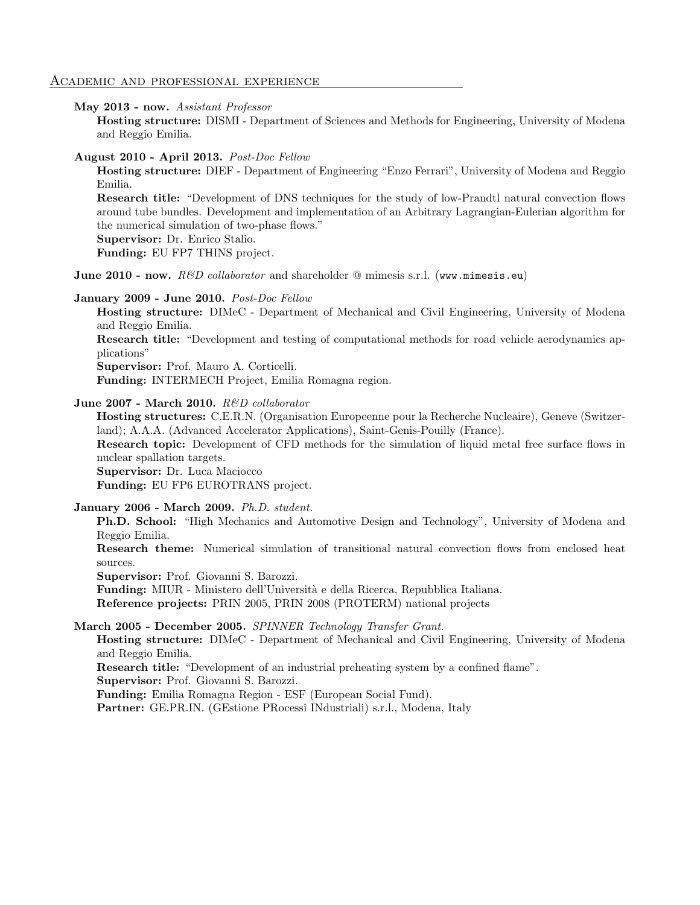## Academic and professional experience

**May 2013 - now.** *Assistant Professor*
**Hosting structure:** DISMI - Department of Sciences and Methods for Engineering, University of Modena and Reggio Emilia.

**August 2010 - April 2013.** *Post-Doc Fellow*
**Hosting structure:** DIEF - Department of Engineering "Enzo Ferrari", University of Modena and Reggio Emilia.
**Research title:** "Development of DNS techniques for the study of low-Prandtl natural convection flows around tube bundles. Development and implementation of an Arbitrary Lagrangian-Eulerian algorithm for the numerical simulation of two-phase flows."
**Supervisor:** Dr. Enrico Stalio.
**Funding:** EU FP7 THINS project.

**June 2010 - now.** *R&D collaborator* and shareholder @ mimesis s.r.l. (www.mimesis.eu)

**January 2009 - June 2010.** *Post-Doc Fellow*
**Hosting structure:** DIMeC - Department of Mechanical and Civil Engineering, University of Modena and Reggio Emilia.
**Research title:** "Development and testing of computational methods for road vehicle aerodynamics applications"
**Supervisor:** Prof. Mauro A. Corticelli.
**Funding:** INTERMECH Project, Emilia Romagna region.

**June 2007 - March 2010.** *R&D collaborator*
**Hosting structures:** C.E.R.N. (Organisation Europeenne pour la Recherche Nucleaire), Geneve (Switzerland); A.A.A. (Advanced Accelerator Applications), Saint-Genis-Pouilly (France).
**Research topic:** Development of CFD methods for the simulation of liquid metal free surface flows in nuclear spallation targets.
**Supervisor:** Dr. Luca Maciocco
**Funding:** EU FP6 EUROTRANS project.

**January 2006 - March 2009.** *Ph.D. student.*
**Ph.D. School:** "High Mechanics and Automotive Design and Technology", University of Modena and Reggio Emilia.
**Research theme:** Numerical simulation of transitional natural convection flows from enclosed heat sources.
**Supervisor:** Prof. Giovanni S. Barozzi.
**Funding:** MIUR - Ministero dell'Università e della Ricerca, Repubblica Italiana.
**Reference projects:** PRIN 2005, PRIN 2008 (PROTERM) national projects

**March 2005 - December 2005.** *SPINNER Technology Transfer Grant.*
**Hosting structure:** DIMeC - Department of Mechanical and Civil Engineering, University of Modena and Reggio Emilia.
**Research title:** "Development of an industrial preheating system by a confined flame".
**Supervisor:** Prof. Giovanni S. Barozzi.
**Funding:** Emilia Romagna Region - ESF (European Social Fund).
**Partner:** GE.PR.IN. (GEstione PRocessi INdustriali) s.r.l., Modena, Italy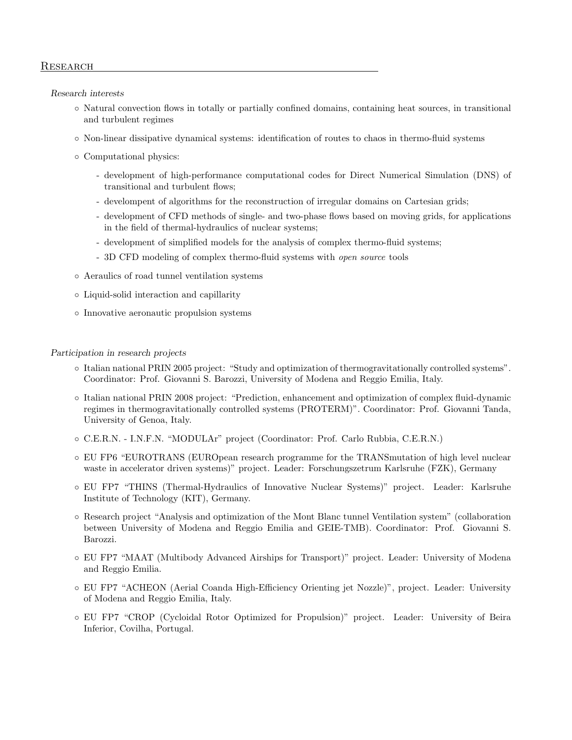## Research

*Research interests*

- Natural convection flows in totally or partially confined domains, containing heat sources, in transitional and turbulent regimes
- Non-linear dissipative dynamical systems: identification of routes to chaos in thermo-fluid systems
- Computational physics:
  - development of high-performance computational codes for Direct Numerical Simulation (DNS) of transitional and turbulent flows;
  - develompent of algorithms for the reconstruction of irregular domains on Cartesian grids;
  - development of CFD methods of single- and two-phase flows based on moving grids, for applications in the field of thermal-hydraulics of nuclear systems;
  - development of simplified models for the analysis of complex thermo-fluid systems;
  - 3D CFD modeling of complex thermo-fluid systems with *open source* tools
- Aeraulics of road tunnel ventilation systems
- Liquid-solid interaction and capillarity
- Innovative aeronautic propulsion systems

*Participation in research projects*

- Italian national PRIN 2005 project: "Study and optimization of thermogravitationally controlled systems". Coordinator: Prof. Giovanni S. Barozzi, University of Modena and Reggio Emilia, Italy.
- Italian national PRIN 2008 project: "Prediction, enhancement and optimization of complex fluid-dynamic regimes in thermogravitationally controlled systems (PROTERM)". Coordinator: Prof. Giovanni Tanda, University of Genoa, Italy.
- C.E.R.N. - I.N.F.N. "MODULAr" project (Coordinator: Prof. Carlo Rubbia, C.E.R.N.)
- EU FP6 "EUROTRANS (EUROpean research programme for the TRANSmutation of high level nuclear waste in accelerator driven systems)" project. Leader: Forschungszetrum Karlsruhe (FZK), Germany
- EU FP7 "THINS (Thermal-Hydraulics of Innovative Nuclear Systems)" project. Leader: Karlsruhe Institute of Technology (KIT), Germany.
- Research project "Analysis and optimization of the Mont Blanc tunnel Ventilation system" (collaboration between University of Modena and Reggio Emilia and GEIE-TMB). Coordinator: Prof. Giovanni S. Barozzi.
- EU FP7 "MAAT (Multibody Advanced Airships for Transport)" project. Leader: University of Modena and Reggio Emilia.
- EU FP7 "ACHEON (Aerial Coanda High-Efficiency Orienting jet Nozzle)", project. Leader: University of Modena and Reggio Emilia, Italy.
- EU FP7 "CROP (Cycloidal Rotor Optimized for Propulsion)" project. Leader: University of Beira Inferior, Covilha, Portugal.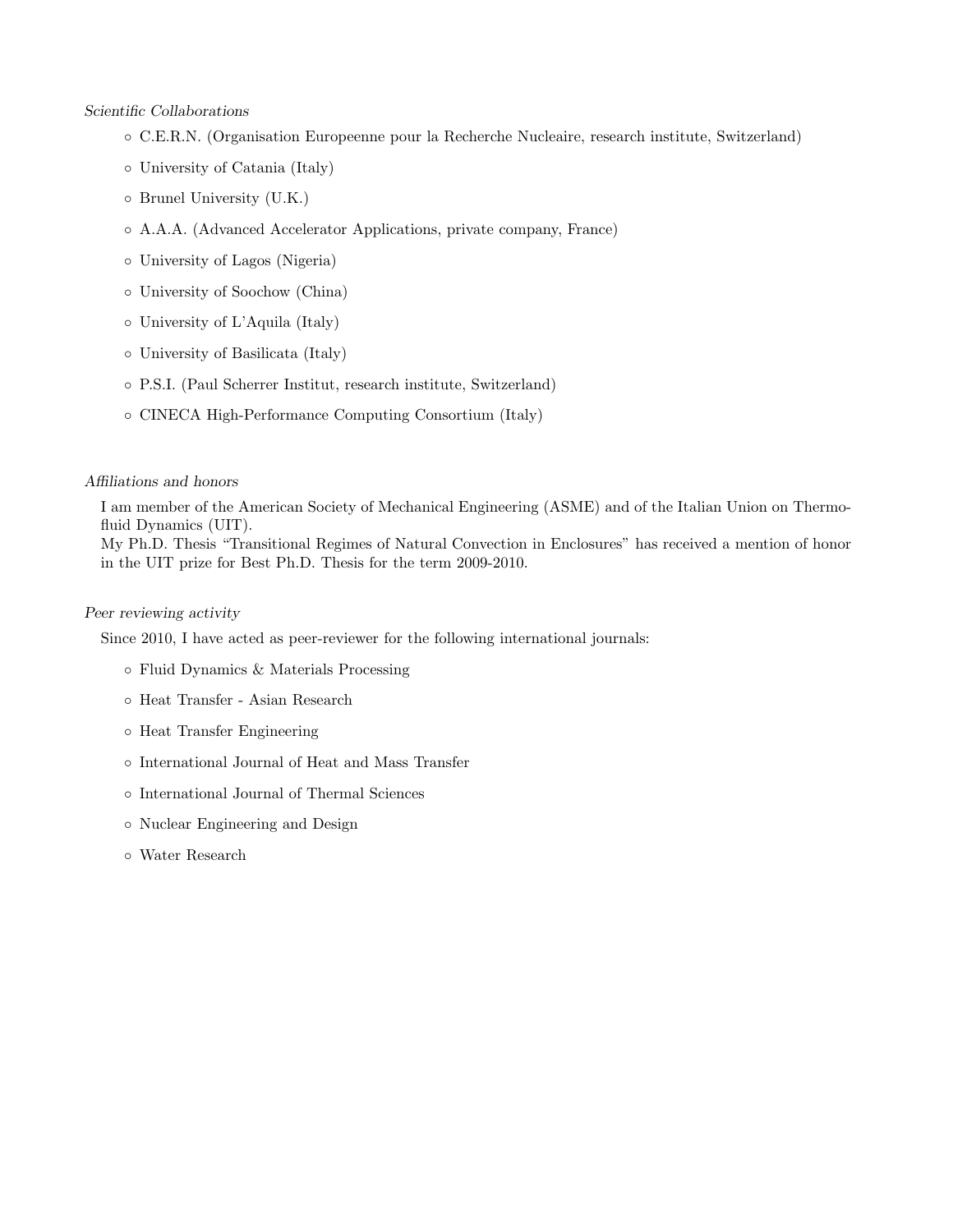*Scientific Collaborations*

- C.E.R.N. (Organisation Europeenne pour la Recherche Nucleaire, research institute, Switzerland)
- University of Catania (Italy)
- Brunel University (U.K.)
- A.A.A. (Advanced Accelerator Applications, private company, France)
- University of Lagos (Nigeria)
- University of Soochow (China)
- University of L'Aquila (Italy)
- University of Basilicata (Italy)
- P.S.I. (Paul Scherrer Institut, research institute, Switzerland)
- CINECA High-Performance Computing Consortium (Italy)

*Affiliations and honors*

I am member of the American Society of Mechanical Engineering (ASME) and of the Italian Union on Thermo-fluid Dynamics (UIT).
My Ph.D. Thesis "Transitional Regimes of Natural Convection in Enclosures" has received a mention of honor in the UIT prize for Best Ph.D. Thesis for the term 2009-2010.

*Peer reviewing activity*

Since 2010, I have acted as peer-reviewer for the following international journals:

- Fluid Dynamics & Materials Processing
- Heat Transfer - Asian Research
- Heat Transfer Engineering
- International Journal of Heat and Mass Transfer
- International Journal of Thermal Sciences
- Nuclear Engineering and Design
- Water Research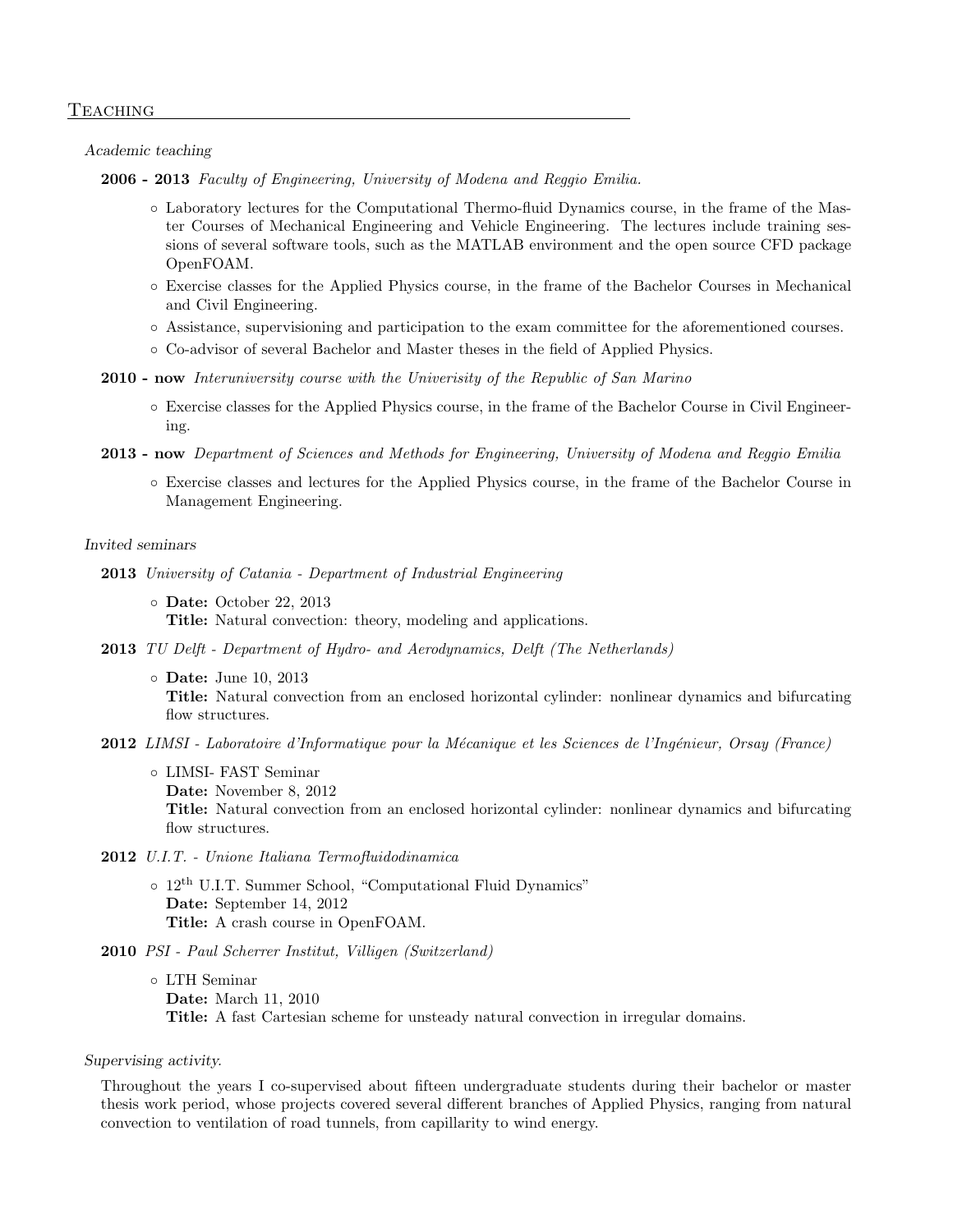## Teaching

*Academic teaching*

**2006 - 2013** *Faculty of Engineering, University of Modena and Reggio Emilia.*

- Laboratory lectures for the Computational Thermo-fluid Dynamics course, in the frame of the Master Courses of Mechanical Engineering and Vehicle Engineering. The lectures include training sessions of several software tools, such as the MATLAB environment and the open source CFD package OpenFOAM.
- Exercise classes for the Applied Physics course, in the frame of the Bachelor Courses in Mechanical and Civil Engineering.
- Assistance, supervisioning and participation to the exam committee for the aforementioned courses.
- Co-advisor of several Bachelor and Master theses in the field of Applied Physics.

**2010 - now** *Interuniversity course with the Univerisity of the Republic of San Marino*

- Exercise classes for the Applied Physics course, in the frame of the Bachelor Course in Civil Engineering.

**2013 - now** *Department of Sciences and Methods for Engineering, University of Modena and Reggio Emilia*

- Exercise classes and lectures for the Applied Physics course, in the frame of the Bachelor Course in Management Engineering.

*Invited seminars*

**2013** *University of Catania - Department of Industrial Engineering*

- **Date:** October 22, 2013
  **Title:** Natural convection: theory, modeling and applications.

**2013** *TU Delft - Department of Hydro- and Aerodynamics, Delft (The Netherlands)*

- **Date:** June 10, 2013
  **Title:** Natural convection from an enclosed horizontal cylinder: nonlinear dynamics and bifurcating flow structures.

**2012** *LIMSI - Laboratoire d'Informatique pour la Mécanique et les Sciences de l'Ingénieur, Orsay (France)*

- LIMSI- FAST Seminar
  **Date:** November 8, 2012
  **Title:** Natural convection from an enclosed horizontal cylinder: nonlinear dynamics and bifurcating flow structures.

**2012** *U.I.T. - Unione Italiana Termofluidodinamica*

- 12th U.I.T. Summer School, "Computational Fluid Dynamics"
  **Date:** September 14, 2012
  **Title:** A crash course in OpenFOAM.

**2010** *PSI - Paul Scherrer Institut, Villigen (Switzerland)*

- LTH Seminar
  **Date:** March 11, 2010
  **Title:** A fast Cartesian scheme for unsteady natural convection in irregular domains.

*Supervising activity.*

Throughout the years I co-supervised about fifteen undergraduate students during their bachelor or master thesis work period, whose projects covered several different branches of Applied Physics, ranging from natural convection to ventilation of road tunnels, from capillarity to wind energy.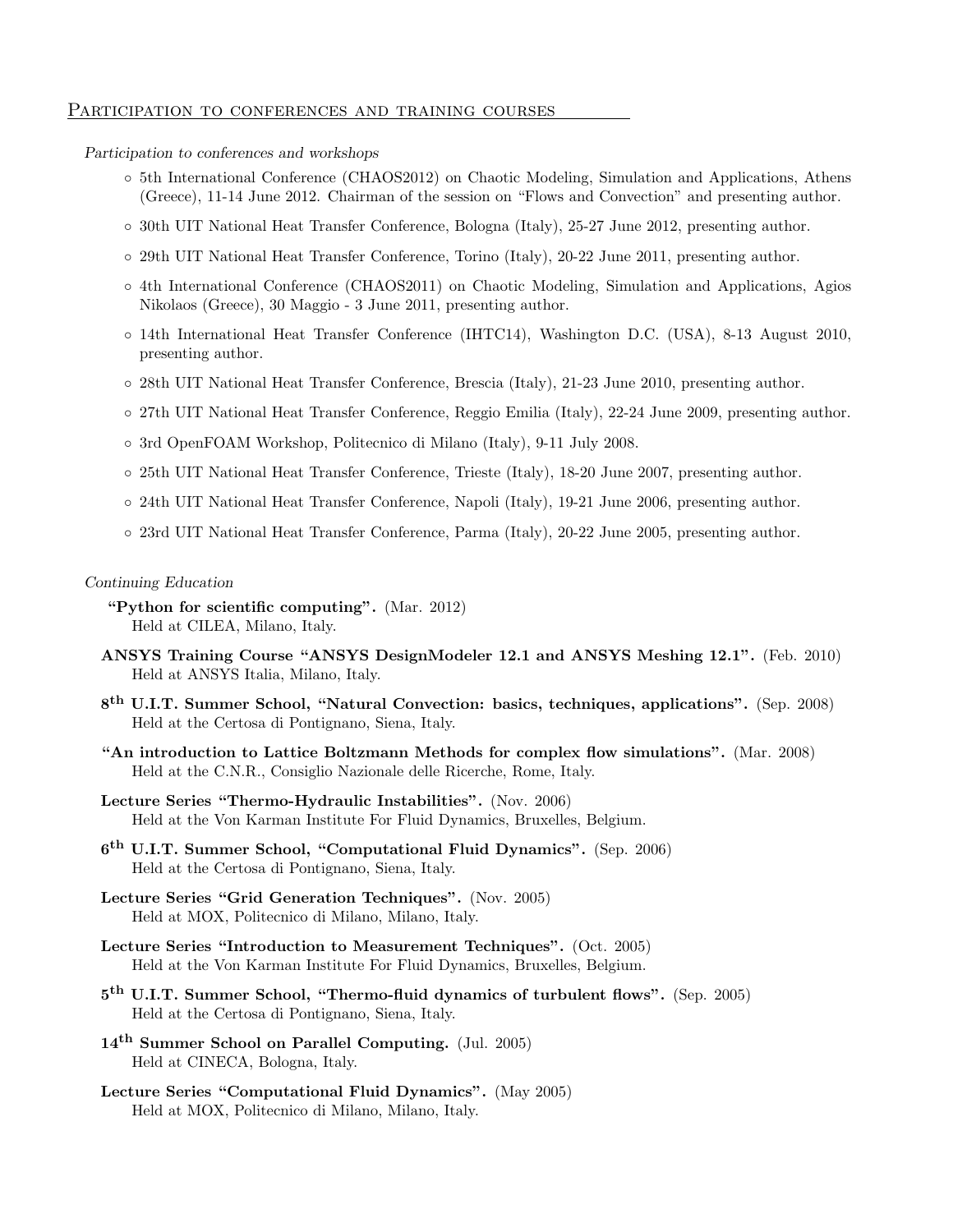## Participation to conferences and training courses

*Participation to conferences and workshops*

- 5th International Conference (CHAOS2012) on Chaotic Modeling, Simulation and Applications, Athens (Greece), 11-14 June 2012. Chairman of the session on "Flows and Convection" and presenting author.
- 30th UIT National Heat Transfer Conference, Bologna (Italy), 25-27 June 2012, presenting author.
- 29th UIT National Heat Transfer Conference, Torino (Italy), 20-22 June 2011, presenting author.
- 4th International Conference (CHAOS2011) on Chaotic Modeling, Simulation and Applications, Agios Nikolaos (Greece), 30 Maggio - 3 June 2011, presenting author.
- 14th International Heat Transfer Conference (IHTC14), Washington D.C. (USA), 8-13 August 2010, presenting author.
- 28th UIT National Heat Transfer Conference, Brescia (Italy), 21-23 June 2010, presenting author.
- 27th UIT National Heat Transfer Conference, Reggio Emilia (Italy), 22-24 June 2009, presenting author.
- 3rd OpenFOAM Workshop, Politecnico di Milano (Italy), 9-11 July 2008.
- 25th UIT National Heat Transfer Conference, Trieste (Italy), 18-20 June 2007, presenting author.
- 24th UIT National Heat Transfer Conference, Napoli (Italy), 19-21 June 2006, presenting author.
- 23rd UIT National Heat Transfer Conference, Parma (Italy), 20-22 June 2005, presenting author.

*Continuing Education*

**"Python for scientific computing".** (Mar. 2012)
Held at CILEA, Milano, Italy.

**ANSYS Training Course "ANSYS DesignModeler 12.1 and ANSYS Meshing 12.1".** (Feb. 2010)
Held at ANSYS Italia, Milano, Italy.

**8th U.I.T. Summer School, "Natural Convection: basics, techniques, applications".** (Sep. 2008)
Held at the Certosa di Pontignano, Siena, Italy.

**"An introduction to Lattice Boltzmann Methods for complex flow simulations".** (Mar. 2008)
Held at the C.N.R., Consiglio Nazionale delle Ricerche, Rome, Italy.

**Lecture Series "Thermo-Hydraulic Instabilities".** (Nov. 2006)
Held at the Von Karman Institute For Fluid Dynamics, Bruxelles, Belgium.

**6th U.I.T. Summer School, "Computational Fluid Dynamics".** (Sep. 2006)
Held at the Certosa di Pontignano, Siena, Italy.

**Lecture Series "Grid Generation Techniques".** (Nov. 2005)
Held at MOX, Politecnico di Milano, Milano, Italy.

**Lecture Series "Introduction to Measurement Techniques".** (Oct. 2005)
Held at the Von Karman Institute For Fluid Dynamics, Bruxelles, Belgium.

**5th U.I.T. Summer School, "Thermo-fluid dynamics of turbulent flows".** (Sep. 2005)
Held at the Certosa di Pontignano, Siena, Italy.

**14th Summer School on Parallel Computing.** (Jul. 2005)
Held at CINECA, Bologna, Italy.

**Lecture Series "Computational Fluid Dynamics".** (May 2005)
Held at MOX, Politecnico di Milano, Milano, Italy.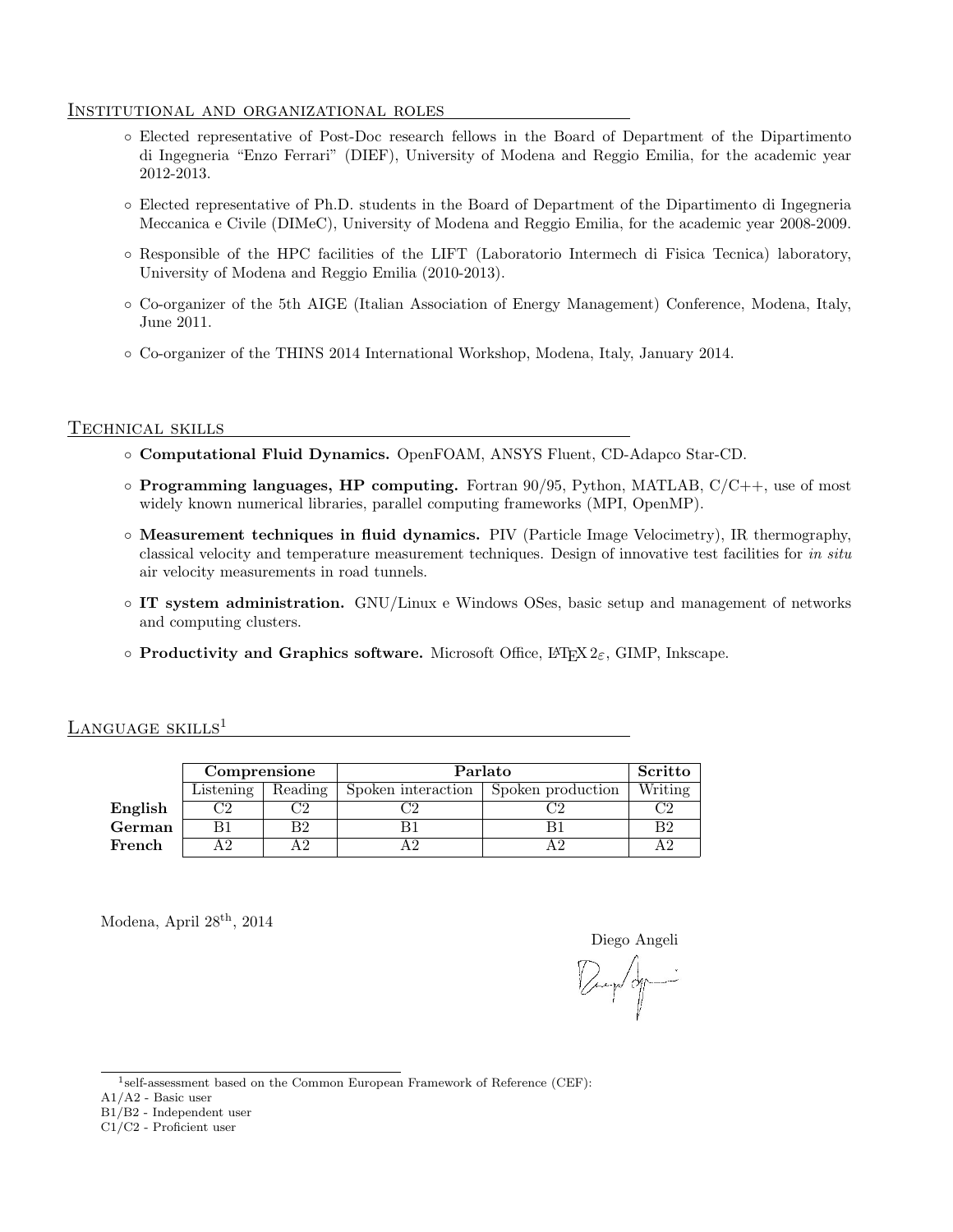## Institutional and organizational roles

- Elected representative of Post-Doc research fellows in the Board of Department of the Dipartimento di Ingegneria “Enzo Ferrari” (DIEF), University of Modena and Reggio Emilia, for the academic year 2012-2013.
- Elected representative of Ph.D. students in the Board of Department of the Dipartimento di Ingegneria Meccanica e Civile (DIMeC), University of Modena and Reggio Emilia, for the academic year 2008-2009.
- Responsible of the HPC facilities of the LIFT (Laboratorio Intermech di Fisica Tecnica) laboratory, University of Modena and Reggio Emilia (2010-2013).
- Co-organizer of the 5th AIGE (Italian Association of Energy Management) Conference, Modena, Italy, June 2011.
- Co-organizer of the THINS 2014 International Workshop, Modena, Italy, January 2014.

## Technical skills

- **Computational Fluid Dynamics.** OpenFOAM, ANSYS Fluent, CD-Adapco Star-CD.
- **Programming languages, HP computing.** Fortran 90/95, Python, MATLAB, C/C++, use of most widely known numerical libraries, parallel computing frameworks (MPI, OpenMP).
- **Measurement techniques in fluid dynamics.** PIV (Particle Image Velocimetry), IR thermography, classical velocity and temperature measurement techniques. Design of innovative test facilities for *in situ* air velocity measurements in road tunnels.
- **IT system administration.** GNU/Linux e Windows OSes, basic setup and management of networks and computing clusters.
- **Productivity and Graphics software.** Microsoft Office, LaTeX $2_\varepsilon$, GIMP, Inkscape.

## Language skills[1]

| | **Comprensione** | | **Parlato** | | **Scritto** |
|---|---|---|---|---|---|
| | Listening | Reading | Spoken interaction | Spoken production | Writing |
| **English** | C2 | C2 | C2 | C2 | C2 |
| **German** | B1 | B2 | B1 | B1 | B2 |
| **French** | A2 | A2 | A2 | A2 | A2 |

Modena, April 28th, 2014

Diego Angeli

---

[1] self-assessment based on the Common European Framework of Reference (CEF):
A1/A2 - Basic user
B1/B2 - Independent user
C1/C2 - Proficient user